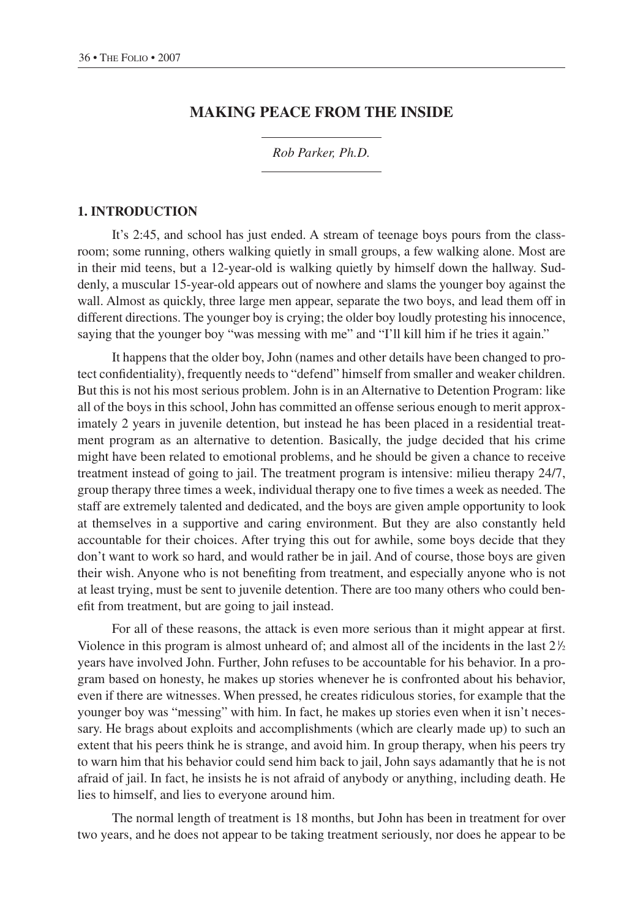# MAKING PEACE FROM THE INSIDE

*Rob Parker, Ph.D.*

## 1. INTRODUCTION

It's 2:45, and school has just ended. A stream of teenage boys pours from the classroom; some running, others walking quietly in small groups, a few walking alone. Most are in their mid teens, but a 12-year-old is walking quietly by himself down the hallway. Suddenly, a muscular 15-year-old appears out of nowhere and slams the younger boy against the wall. Almost as quickly, three large men appear, separate the two boys, and lead them off in different directions. The younger boy is crying; the older boy loudly protesting his innocence, saying that the younger boy "was messing with me" and "I'll kill him if he tries it again."

It happens that the older boy, John (names and other details have been changed to protect confidentiality), frequently needs to "defend" himself from smaller and weaker children. But this is not his most serious problem. John is in an Alternative to Detention Program: like all of the boys in this school, John has committed an offense serious enough to merit approximately 2 years in juvenile detention, but instead he has been placed in a residential treatment program as an alternative to detention. Basically, the judge decided that his crime might have been related to emotional problems, and he should be given a chance to receive treatment instead of going to jail. The treatment program is intensive: milieu therapy 24/7, group therapy three times a week, individual therapy one to five times a week as needed. The staff are extremely talented and dedicated, and the boys are given ample opportunity to look at themselves in a supportive and caring environment. But they are also constantly held accountable for their choices. After trying this out for awhile, some boys decide that they don't want to work so hard, and would rather be in jail. And of course, those boys are given their wish. Anyone who is not benefiting from treatment, and especially anyone who is not at least trying, must be sent to juvenile detention. There are too many others who could benefit from treatment, but are going to jail instead.

For all of these reasons, the attack is even more serious than it might appear at first. Violence in this program is almost unheard of; and almost all of the incidents in the last 2½ years have involved John. Further, John refuses to be accountable for his behavior. In a program based on honesty, he makes up stories whenever he is confronted about his behavior, even if there are witnesses. When pressed, he creates ridiculous stories, for example that the younger boy was "messing" with him. In fact, he makes up stories even when it isn't necessary. He brags about exploits and accomplishments (which are clearly made up) to such an extent that his peers think he is strange, and avoid him. In group therapy, when his peers try to warn him that his behavior could send him back to jail, John says adamantly that he is not afraid of jail. In fact, he insists he is not afraid of anybody or anything, including death. He lies to himself, and lies to everyone around him.

The normal length of treatment is 18 months, but John has been in treatment for over two years, and he does not appear to be taking treatment seriously, nor does he appear to be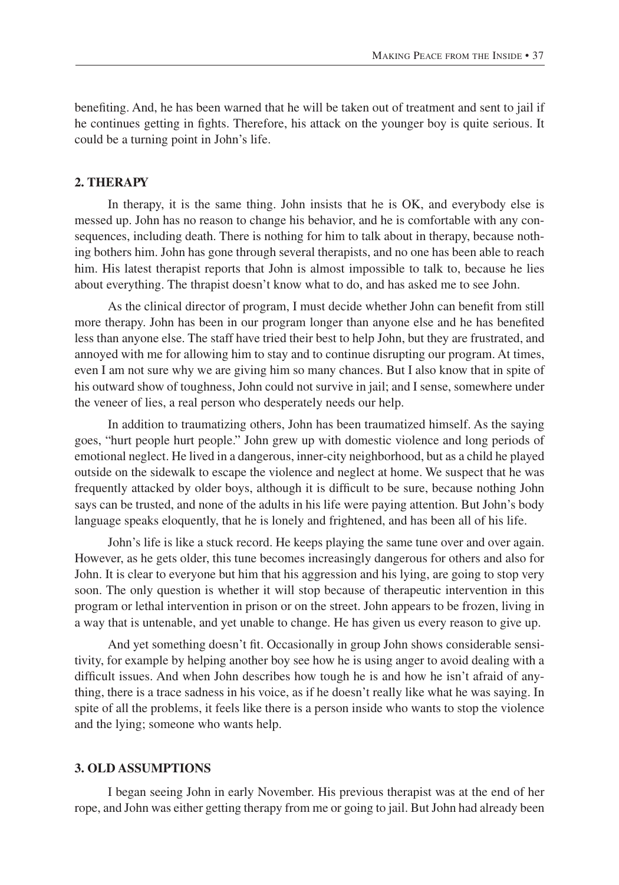benefiting. And, he has been warned that he will be taken out of treatment and sent to jail if he continues getting in fights. Therefore, his attack on the younger boy is quite serious. It could be a turning point in John's life.

## 2. THERAPY

In therapy, it is the same thing. John insists that he is OK, and everybody else is messed up. John has no reason to change his behavior, and he is comfortable with any consequences, including death. There is nothing for him to talk about in therapy, because nothing bothers him. John has gone through several therapists, and no one has been able to reach him. His latest therapist reports that John is almost impossible to talk to, because he lies about everything. The thrapist doesn't know what to do, and has asked me to see John.

As the clinical director of program, I must decide whether John can benefit from still more therapy. John has been in our program longer than anyone else and he has benefited less than anyone else. The staff have tried their best to help John, but they are frustrated, and annoyed with me for allowing him to stay and to continue disrupting our program. At times, even I am not sure why we are giving him so many chances. But I also know that in spite of his outward show of toughness, John could not survive in jail; and I sense, somewhere under the veneer of lies, a real person who desperately needs our help.

In addition to traumatizing others, John has been traumatized himself. As the saying goes, "hurt people hurt people." John grew up with domestic violence and long periods of emotional neglect. He lived in a dangerous, inner-city neighborhood, but as a child he played outside on the sidewalk to escape the violence and neglect at home. We suspect that he was frequently attacked by older boys, although it is difficult to be sure, because nothing John says can be trusted, and none of the adults in his life were paying attention. But John's body language speaks eloquently, that he is lonely and frightened, and has been all of his life.

John's life is like a stuck record. He keeps playing the same tune over and over again. However, as he gets older, this tune becomes increasingly dangerous for others and also for John. It is clear to everyone but him that his aggression and his lying, are going to stop very soon. The only question is whether it will stop because of therapeutic intervention in this program or lethal intervention in prison or on the street. John appears to be frozen, living in a way that is untenable, and yet unable to change. He has given us every reason to give up.

And yet something doesn't fit. Occasionally in group John shows considerable sensitivity, for example by helping another boy see how he is using anger to avoid dealing with a difficult issues. And when John describes how tough he is and how he isn't afraid of anything, there is a trace sadness in his voice, as if he doesn't really like what he was saying. In spite of all the problems, it feels like there is a person inside who wants to stop the violence and the lying; someone who wants help.

## 3. OLD ASSUMPTIONS

I began seeing John in early November. His previous therapist was at the end of her rope, and John was either getting therapy from me or going to jail. But John had already been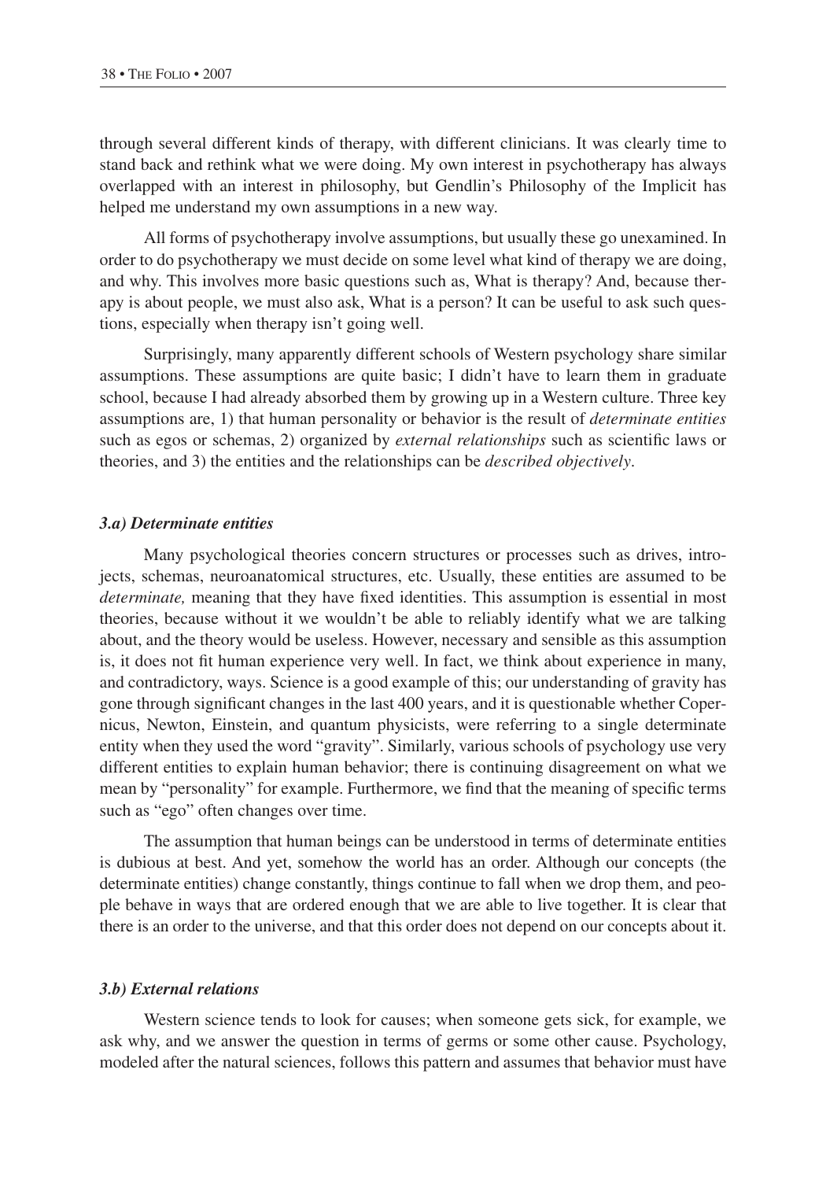through several different kinds of therapy, with different clinicians. It was clearly time to stand back and rethink what we were doing. My own interest in psychotherapy has always overlapped with an interest in philosophy, but Gendlin's Philosophy of the Implicit has helped me understand my own assumptions in a new way.

All forms of psychotherapy involve assumptions, but usually these go unexamined. In order to do psychotherapy we must decide on some level what kind of therapy we are doing, and why. This involves more basic questions such as, What is therapy? And, because therapy is about people, we must also ask, What is a person? It can be useful to ask such questions, especially when therapy isn't going well.

Surprisingly, many apparently different schools of Western psychology share similar assumptions. These assumptions are quite basic; I didn't have to learn them in graduate school, because I had already absorbed them by growing up in a Western culture. Three key assumptions are, 1) that human personality or behavior is the result of *determinate entities* such as egos or schemas, 2) organized by *external relationships* such as scientific laws or theories, and 3) the entities and the relationships can be *described objectively*.

### *3.a) Determinate entities*

Many psychological theories concern structures or processes such as drives, introjects, schemas, neuroanatomical structures, etc. Usually, these entities are assumed to be *determinate,* meaning that they have fixed identities. This assumption is essential in most theories, because without it we wouldn't be able to reliably identify what we are talking about, and the theory would be useless. However, necessary and sensible as this assumption is, it does not fit human experience very well. In fact, we think about experience in many, and contradictory, ways. Science is a good example of this; our understanding of gravity has gone through significant changes in the last 400 years, and it is questionable whether Copernicus, Newton, Einstein, and quantum physicists, were referring to a single determinate entity when they used the word "gravity". Similarly, various schools of psychology use very different entities to explain human behavior; there is continuing disagreement on what we mean by "personality" for example. Furthermore, we find that the meaning of specific terms such as "ego" often changes over time.

The assumption that human beings can be understood in terms of determinate entities is dubious at best. And yet, somehow the world has an order. Although our concepts (the determinate entities) change constantly, things continue to fall when we drop them, and people behave in ways that are ordered enough that we are able to live together. It is clear that there is an order to the universe, and that this order does not depend on our concepts about it.

### *3.b) External relations*

Western science tends to look for causes; when someone gets sick, for example, we ask why, and we answer the question in terms of germs or some other cause. Psychology, modeled after the natural sciences, follows this pattern and assumes that behavior must have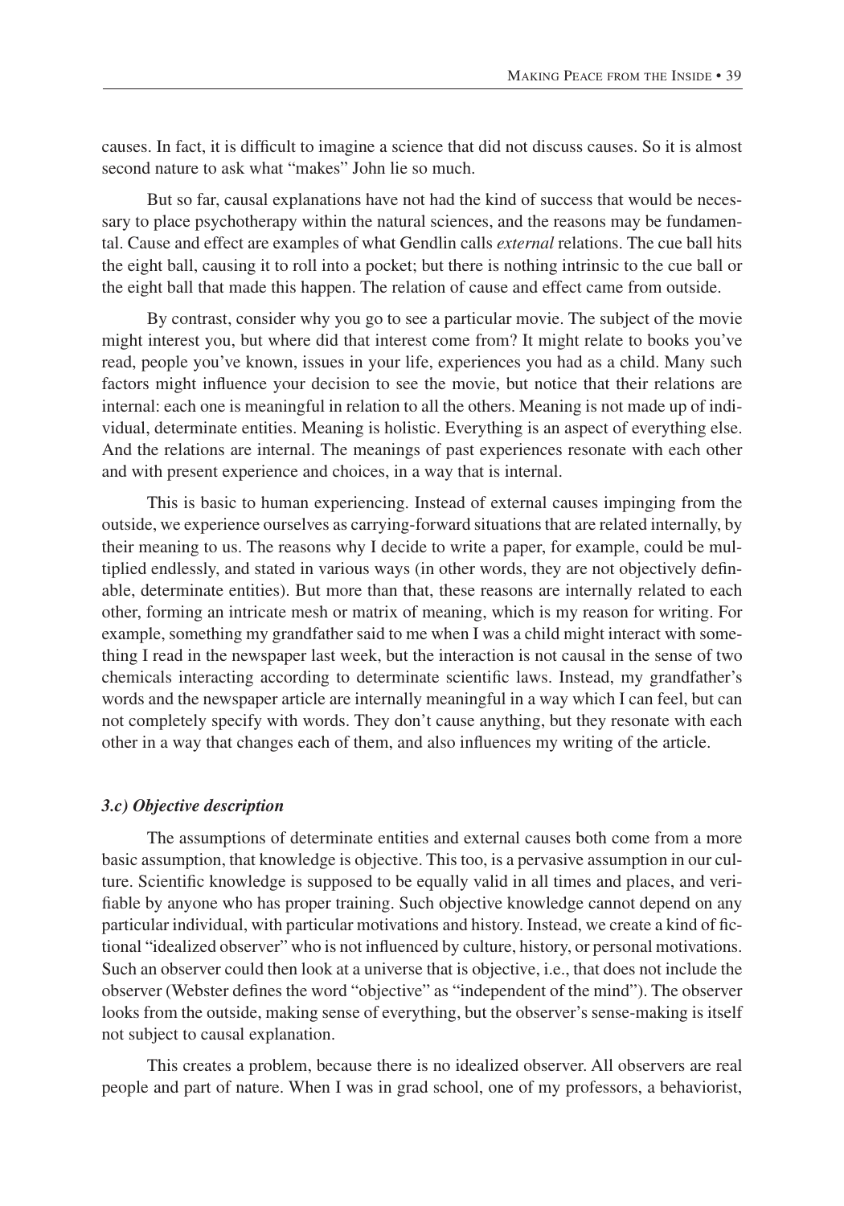causes. In fact, it is difficult to imagine a science that did not discuss causes. So it is almost second nature to ask what "makes" John lie so much.

But so far, causal explanations have not had the kind of success that would be necessary to place psychotherapy within the natural sciences, and the reasons may be fundamental. Cause and effect are examples of what Gendlin calls *external* relations. The cue ball hits the eight ball, causing it to roll into a pocket; but there is nothing intrinsic to the cue ball or the eight ball that made this happen. The relation of cause and effect came from outside.

By contrast, consider why you go to see a particular movie. The subject of the movie might interest you, but where did that interest come from? It might relate to books you've read, people you've known, issues in your life, experiences you had as a child. Many such factors might influence your decision to see the movie, but notice that their relations are internal: each one is meaningful in relation to all the others. Meaning is not made up of individual, determinate entities. Meaning is holistic. Everything is an aspect of everything else. And the relations are internal. The meanings of past experiences resonate with each other and with present experience and choices, in a way that is internal.

This is basic to human experiencing. Instead of external causes impinging from the outside, we experience ourselves as carrying-forward situations that are related internally, by their meaning to us. The reasons why I decide to write a paper, for example, could be multiplied endlessly, and stated in various ways (in other words, they are not objectively definable, determinate entities). But more than that, these reasons are internally related to each other, forming an intricate mesh or matrix of meaning, which is my reason for writing. For example, something my grandfather said to me when I was a child might interact with something I read in the newspaper last week, but the interaction is not causal in the sense of two chemicals interacting according to determinate scientific laws. Instead, my grandfather's words and the newspaper article are internally meaningful in a way which I can feel, but can not completely specify with words. They don't cause anything, but they resonate with each other in a way that changes each of them, and also influences my writing of the article.

### *3.c) Objective description*

The assumptions of determinate entities and external causes both come from a more basic assumption, that knowledge is objective. This too, is a pervasive assumption in our culture. Scientific knowledge is supposed to be equally valid in all times and places, and verifiable by anyone who has proper training. Such objective knowledge cannot depend on any particular individual, with particular motivations and history. Instead, we create a kind of fictional "idealized observer" who is not influenced by culture, history, or personal motivations. Such an observer could then look at a universe that is objective, i.e., that does not include the observer (Webster defines the word "objective" as "independent of the mind"). The observer looks from the outside, making sense of everything, but the observer's sense-making is itself not subject to causal explanation.

This creates a problem, because there is no idealized observer. All observers are real people and part of nature. When I was in grad school, one of my professors, a behaviorist,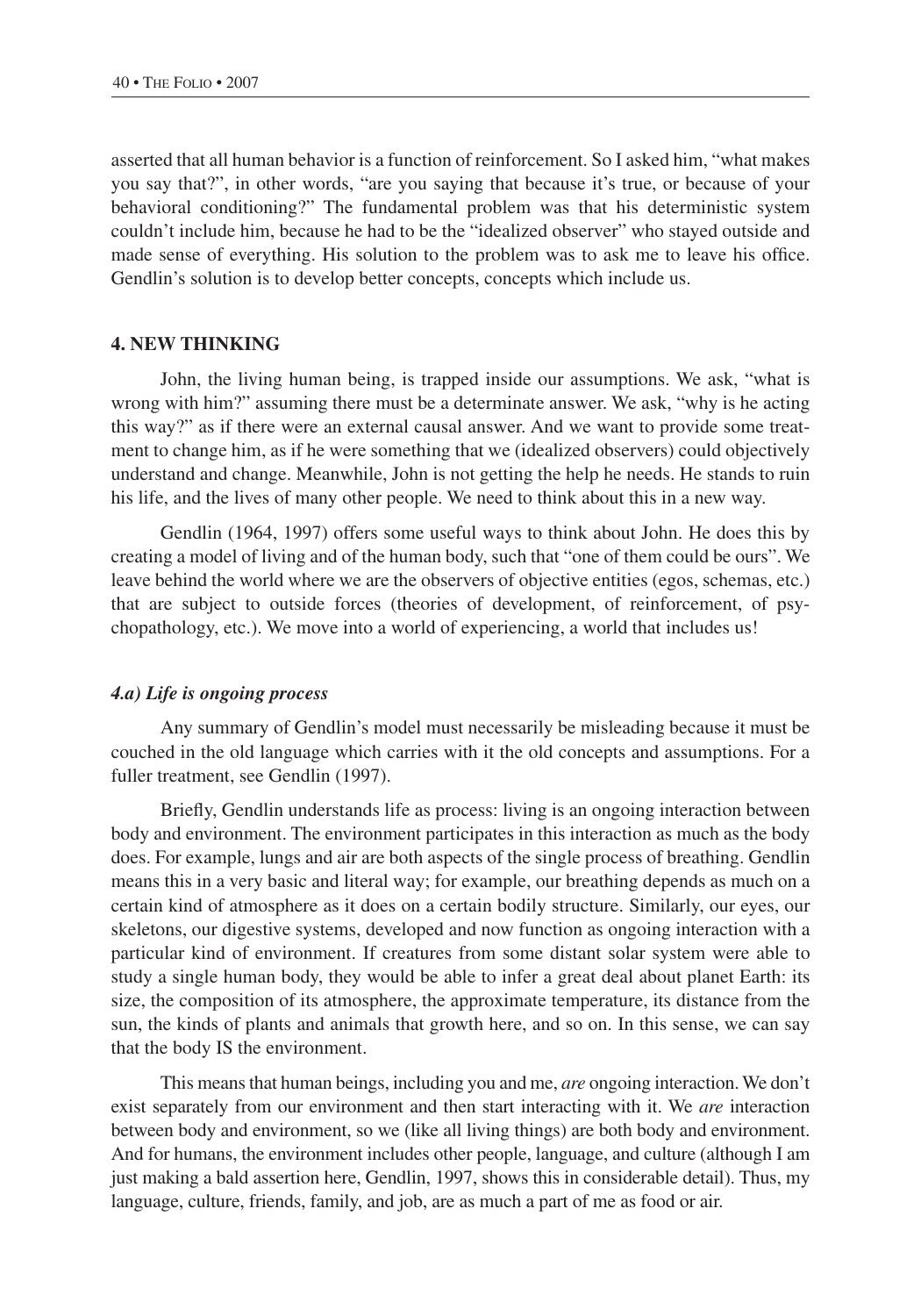asserted that all human behavior is a function of reinforcement. So I asked him, "what makes you say that?", in other words, "are you saying that because it's true, or because of your behavioral conditioning?" The fundamental problem was that his deterministic system couldn't include him, because he had to be the "idealized observer" who stayed outside and made sense of everything. His solution to the problem was to ask me to leave his office. Gendlin's solution is to develop better concepts, concepts which include us.

## 4. NEW THINKING

John, the living human being, is trapped inside our assumptions. We ask, "what is wrong with him?" assuming there must be a determinate answer. We ask, "why is he acting this way?" as if there were an external causal answer. And we want to provide some treatment to change him, as if he were something that we (idealized observers) could objectively understand and change. Meanwhile, John is not getting the help he needs. He stands to ruin his life, and the lives of many other people. We need to think about this in a new way.

Gendlin (1964, 1997) offers some useful ways to think about John. He does this by creating a model of living and of the human body, such that "one of them could be ours". We leave behind the world where we are the observers of objective entities (egos, schemas, etc.) that are subject to outside forces (theories of development, of reinforcement, of psychopathology, etc.). We move into a world of experiencing, a world that includes us!

### *4.a) Life is ongoing process*

Any summary of Gendlin's model must necessarily be misleading because it must be couched in the old language which carries with it the old concepts and assumptions. For a fuller treatment, see Gendlin (1997).

Briefly, Gendlin understands life as process: living is an ongoing interaction between body and environment. The environment participates in this interaction as much as the body does. For example, lungs and air are both aspects of the single process of breathing. Gendlin means this in a very basic and literal way; for example, our breathing depends as much on a certain kind of atmosphere as it does on a certain bodily structure. Similarly, our eyes, our skeletons, our digestive systems, developed and now function as ongoing interaction with a particular kind of environment. If creatures from some distant solar system were able to study a single human body, they would be able to infer a great deal about planet Earth: its size, the composition of its atmosphere, the approximate temperature, its distance from the sun, the kinds of plants and animals that growth here, and so on. In this sense, we can say that the body IS the environment.

This means that human beings, including you and me, *are* ongoing interaction. We don't exist separately from our environment and then start interacting with it. We *are* interaction between body and environment, so we (like all living things) are both body and environment. And for humans, the environment includes other people, language, and culture (although I am just making a bald assertion here, Gendlin, 1997, shows this in considerable detail). Thus, my language, culture, friends, family, and job, are as much a part of me as food or air.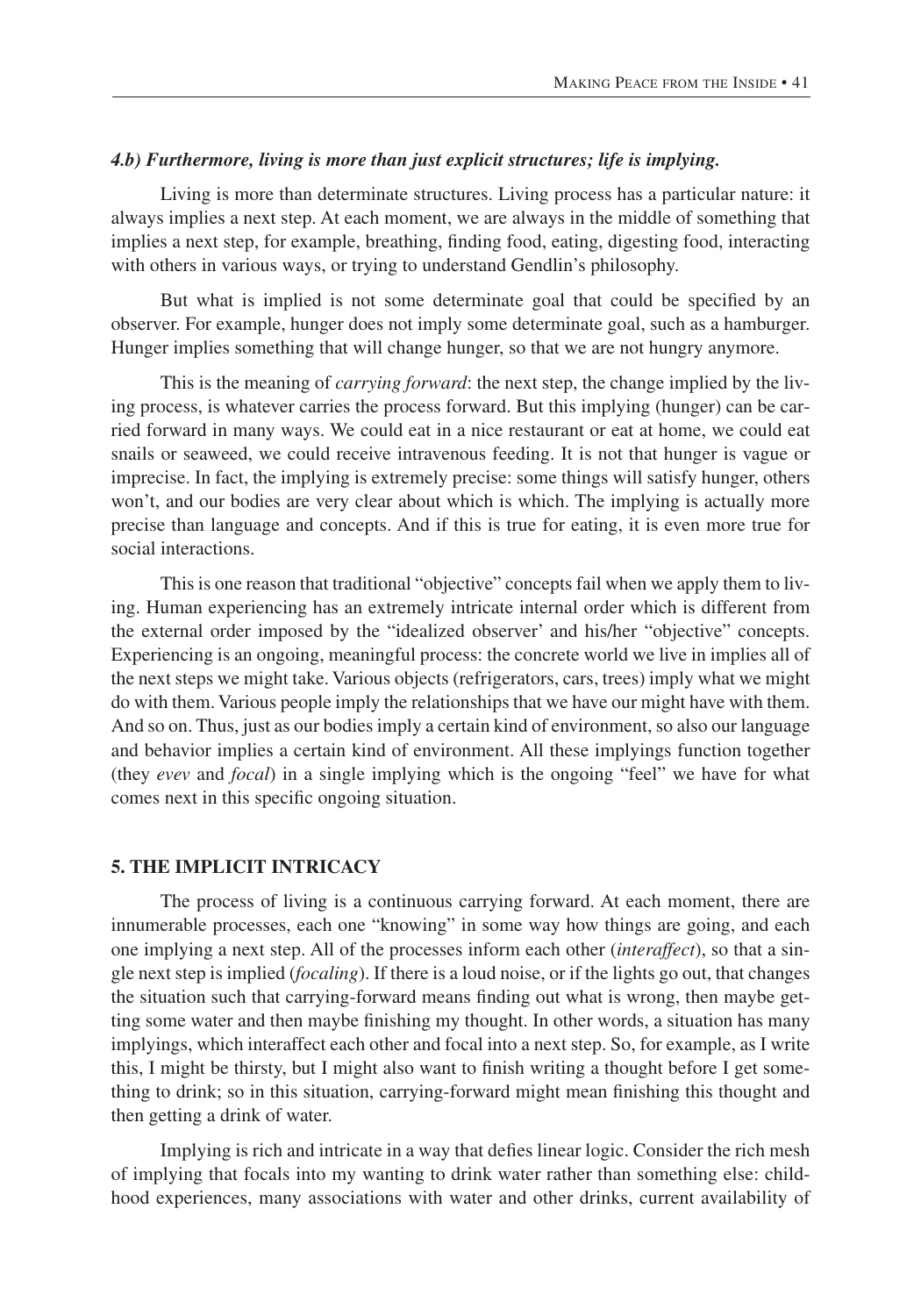### *4.b) Furthermore, living is more than just explicit structures; life is implying.*

Living is more than determinate structures. Living process has a particular nature: it always implies a next step. At each moment, we are always in the middle of something that implies a next step, for example, breathing, finding food, eating, digesting food, interacting with others in various ways, or trying to understand Gendlin's philosophy.

But what is implied is not some determinate goal that could be specified by an observer. For example, hunger does not imply some determinate goal, such as a hamburger. Hunger implies something that will change hunger, so that we are not hungry anymore.

This is the meaning of *carrying forward*: the next step, the change implied by the living process, is whatever carries the process forward. But this implying (hunger) can be carried forward in many ways. We could eat in a nice restaurant or eat at home, we could eat snails or seaweed, we could receive intravenous feeding. It is not that hunger is vague or imprecise. In fact, the implying is extremely precise: some things will satisfy hunger, others won't, and our bodies are very clear about which is which. The implying is actually more precise than language and concepts. And if this is true for eating, it is even more true for social interactions.

This is one reason that traditional "objective" concepts fail when we apply them to living. Human experiencing has an extremely intricate internal order which is different from the external order imposed by the "idealized observer' and his/her "objective" concepts. Experiencing is an ongoing, meaningful process: the concrete world we live in implies all of the next steps we might take. Various objects (refrigerators, cars, trees) imply what we might do with them. Various people imply the relationships that we have our might have with them. And so on. Thus, just as our bodies imply a certain kind of environment, so also our language and behavior implies a certain kind of environment. All these implyings function together (they *evev* and *focal*) in a single implying which is the ongoing "feel" we have for what comes next in this specific ongoing situation.

## 5. THE IMPLICIT INTRICACY

The process of living is a continuous carrying forward. At each moment, there are innumerable processes, each one "knowing" in some way how things are going, and each one implying a next step. All of the processes inform each other (*interaffect*), so that a single next step is implied (*focaling*). If there is a loud noise, or if the lights go out, that changes the situation such that carrying-forward means finding out what is wrong, then maybe getting some water and then maybe finishing my thought. In other words, a situation has many implyings, which interaffect each other and focal into a next step. So, for example, as I write this, I might be thirsty, but I might also want to finish writing a thought before I get something to drink; so in this situation, carrying-forward might mean finishing this thought and then getting a drink of water.

Implying is rich and intricate in a way that defies linear logic. Consider the rich mesh of implying that focals into my wanting to drink water rather than something else: childhood experiences, many associations with water and other drinks, current availability of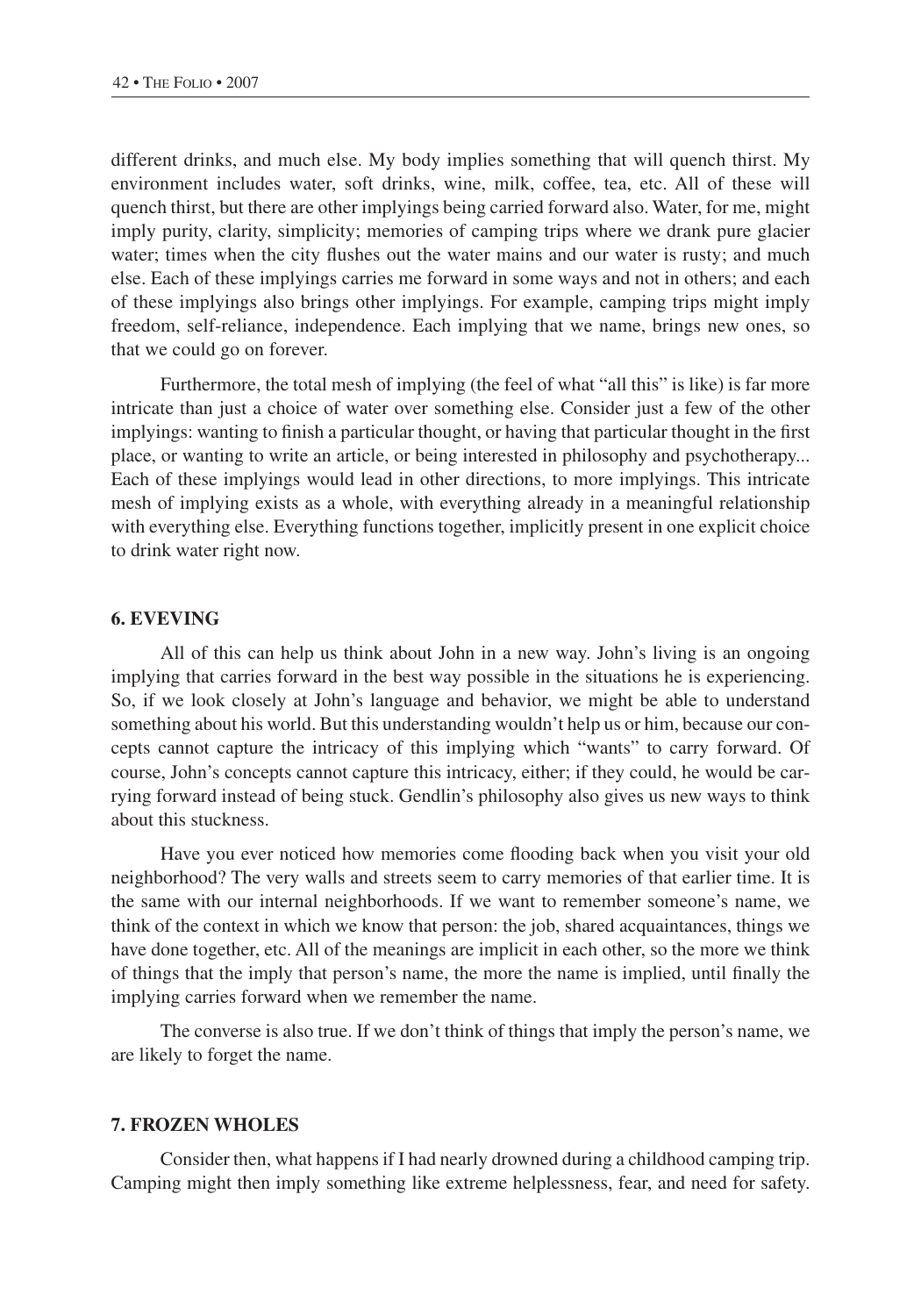different drinks, and much else. My body implies something that will quench thirst. My environment includes water, soft drinks, wine, milk, coffee, tea, etc. All of these will quench thirst, but there are other implyings being carried forward also. Water, for me, might imply purity, clarity, simplicity; memories of camping trips where we drank pure glacier water; times when the city flushes out the water mains and our water is rusty; and much else. Each of these implyings carries me forward in some ways and not in others; and each of these implyings also brings other implyings. For example, camping trips might imply freedom, self-reliance, independence. Each implying that we name, brings new ones, so that we could go on forever.

Furthermore, the total mesh of implying (the feel of what "all this" is like) is far more intricate than just a choice of water over something else. Consider just a few of the other implyings: wanting to finish a particular thought, or having that particular thought in the first place, or wanting to write an article, or being interested in philosophy and psychotherapy... Each of these implyings would lead in other directions, to more implyings. This intricate mesh of implying exists as a whole, with everything already in a meaningful relationship with everything else. Everything functions together, implicitly present in one explicit choice to drink water right now.

## 6. EVEVING

All of this can help us think about John in a new way. John's living is an ongoing implying that carries forward in the best way possible in the situations he is experiencing. So, if we look closely at John's language and behavior, we might be able to understand something about his world. But this understanding wouldn't help us or him, because our concepts cannot capture the intricacy of this implying which "wants" to carry forward. Of course, John's concepts cannot capture this intricacy, either; if they could, he would be carrying forward instead of being stuck. Gendlin's philosophy also gives us new ways to think about this stuckness.

Have you ever noticed how memories come flooding back when you visit your old neighborhood? The very walls and streets seem to carry memories of that earlier time. It is the same with our internal neighborhoods. If we want to remember someone's name, we think of the context in which we know that person: the job, shared acquaintances, things we have done together, etc. All of the meanings are implicit in each other, so the more we think of things that the imply that person's name, the more the name is implied, until finally the implying carries forward when we remember the name.

The converse is also true. If we don't think of things that imply the person's name, we are likely to forget the name.

## 7. FROZEN WHOLES

Consider then, what happens if I had nearly drowned during a childhood camping trip. Camping might then imply something like extreme helplessness, fear, and need for safety.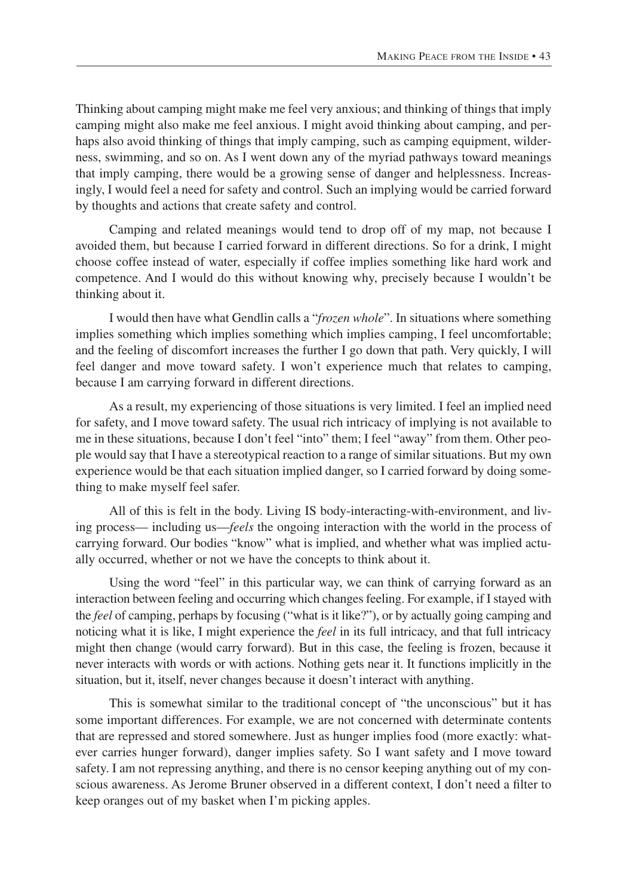Thinking about camping might make me feel very anxious; and thinking of things that imply camping might also make me feel anxious. I might avoid thinking about camping, and perhaps also avoid thinking of things that imply camping, such as camping equipment, wilderness, swimming, and so on. As I went down any of the myriad pathways toward meanings that imply camping, there would be a growing sense of danger and helplessness. Increasingly, I would feel a need for safety and control. Such an implying would be carried forward by thoughts and actions that create safety and control.

Camping and related meanings would tend to drop off of my map, not because I avoided them, but because I carried forward in different directions. So for a drink, I might choose coffee instead of water, especially if coffee implies something like hard work and competence. And I would do this without knowing why, precisely because I wouldn't be thinking about it.

I would then have what Gendlin calls a "*frozen whole*". In situations where something implies something which implies something which implies camping, I feel uncomfortable; and the feeling of discomfort increases the further I go down that path. Very quickly, I will feel danger and move toward safety. I won't experience much that relates to camping, because I am carrying forward in different directions.

As a result, my experiencing of those situations is very limited. I feel an implied need for safety, and I move toward safety. The usual rich intricacy of implying is not available to me in these situations, because I don't feel "into" them; I feel "away" from them. Other people would say that I have a stereotypical reaction to a range of similar situations. But my own experience would be that each situation implied danger, so I carried forward by doing something to make myself feel safer.

All of this is felt in the body. Living IS body-interacting-with-environment, and living process— including us—*feels* the ongoing interaction with the world in the process of carrying forward. Our bodies "know" what is implied, and whether what was implied actually occurred, whether or not we have the concepts to think about it.

Using the word "feel" in this particular way, we can think of carrying forward as an interaction between feeling and occurring which changes feeling. For example, if I stayed with the *feel* of camping, perhaps by focusing ("what is it like?"), or by actually going camping and noticing what it is like, I might experience the *feel* in its full intricacy, and that full intricacy might then change (would carry forward). But in this case, the feeling is frozen, because it never interacts with words or with actions. Nothing gets near it. It functions implicitly in the situation, but it, itself, never changes because it doesn't interact with anything.

This is somewhat similar to the traditional concept of "the unconscious" but it has some important differences. For example, we are not concerned with determinate contents that are repressed and stored somewhere. Just as hunger implies food (more exactly: whatever carries hunger forward), danger implies safety. So I want safety and I move toward safety. I am not repressing anything, and there is no censor keeping anything out of my conscious awareness. As Jerome Bruner observed in a different context, I don't need a filter to keep oranges out of my basket when I'm picking apples.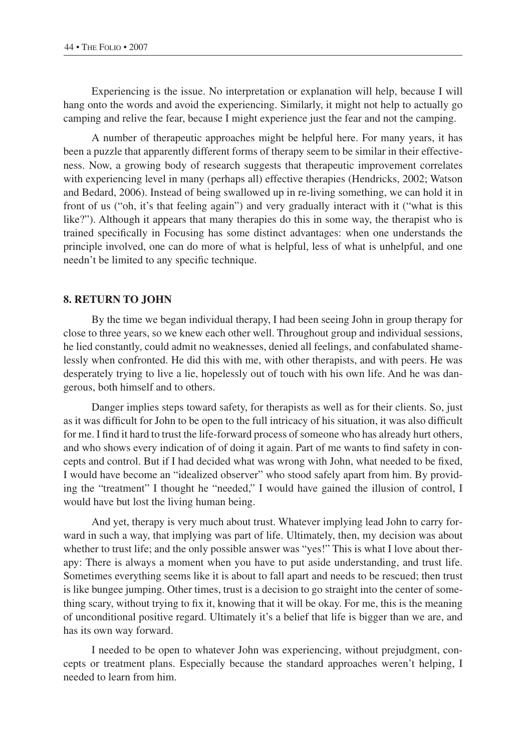Experiencing is the issue. No interpretation or explanation will help, because I will hang onto the words and avoid the experiencing. Similarly, it might not help to actually go camping and relive the fear, because I might experience just the fear and not the camping.

A number of therapeutic approaches might be helpful here. For many years, it has been a puzzle that apparently different forms of therapy seem to be similar in their effectiveness. Now, a growing body of research suggests that therapeutic improvement correlates with experiencing level in many (perhaps all) effective therapies (Hendricks, 2002; Watson and Bedard, 2006). Instead of being swallowed up in re-living something, we can hold it in front of us ("oh, it's that feeling again") and very gradually interact with it ("what is this like?"). Although it appears that many therapies do this in some way, the therapist who is trained specifically in Focusing has some distinct advantages: when one understands the principle involved, one can do more of what is helpful, less of what is unhelpful, and one needn't be limited to any specific technique.

## 8. RETURN TO JOHN

By the time we began individual therapy, I had been seeing John in group therapy for close to three years, so we knew each other well. Throughout group and individual sessions, he lied constantly, could admit no weaknesses, denied all feelings, and confabulated shamelessly when confronted. He did this with me, with other therapists, and with peers. He was desperately trying to live a lie, hopelessly out of touch with his own life. And he was dangerous, both himself and to others.

Danger implies steps toward safety, for therapists as well as for their clients. So, just as it was difficult for John to be open to the full intricacy of his situation, it was also difficult for me. I find it hard to trust the life-forward process of someone who has already hurt others, and who shows every indication of of doing it again. Part of me wants to find safety in concepts and control. But if I had decided what was wrong with John, what needed to be fixed, I would have become an "idealized observer" who stood safely apart from him. By providing the "treatment" I thought he "needed," I would have gained the illusion of control, I would have but lost the living human being.

And yet, therapy is very much about trust. Whatever implying lead John to carry forward in such a way, that implying was part of life. Ultimately, then, my decision was about whether to trust life; and the only possible answer was "yes!" This is what I love about therapy: There is always a moment when you have to put aside understanding, and trust life. Sometimes everything seems like it is about to fall apart and needs to be rescued; then trust is like bungee jumping. Other times, trust is a decision to go straight into the center of something scary, without trying to fix it, knowing that it will be okay. For me, this is the meaning of unconditional positive regard. Ultimately it's a belief that life is bigger than we are, and has its own way forward.

I needed to be open to whatever John was experiencing, without prejudgment, concepts or treatment plans. Especially because the standard approaches weren't helping, I needed to learn from him.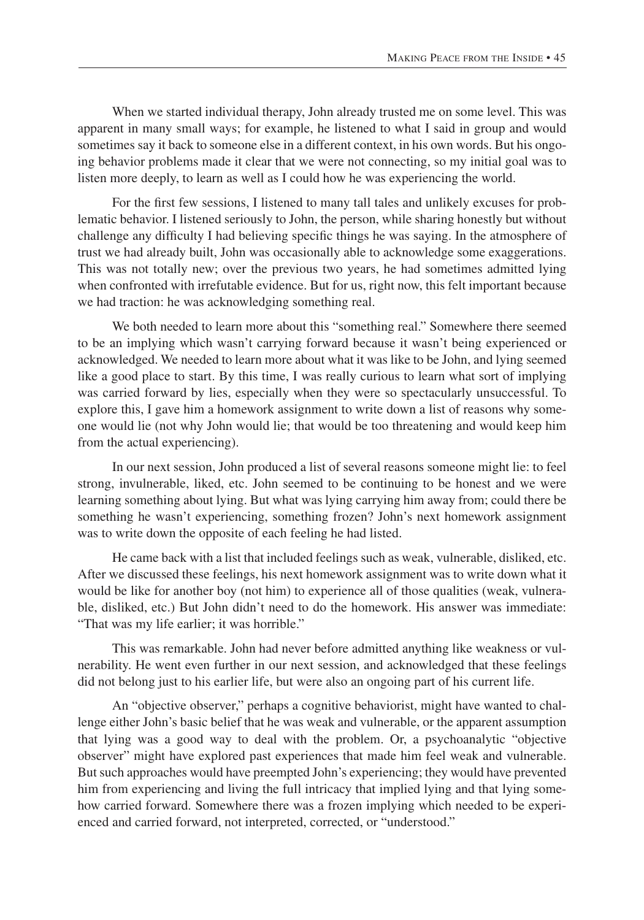When we started individual therapy, John already trusted me on some level. This was apparent in many small ways; for example, he listened to what I said in group and would sometimes say it back to someone else in a different context, in his own words. But his ongoing behavior problems made it clear that we were not connecting, so my initial goal was to listen more deeply, to learn as well as I could how he was experiencing the world.

For the first few sessions, I listened to many tall tales and unlikely excuses for problematic behavior. I listened seriously to John, the person, while sharing honestly but without challenge any difficulty I had believing specific things he was saying. In the atmosphere of trust we had already built, John was occasionally able to acknowledge some exaggerations. This was not totally new; over the previous two years, he had sometimes admitted lying when confronted with irrefutable evidence. But for us, right now, this felt important because we had traction: he was acknowledging something real.

We both needed to learn more about this "something real." Somewhere there seemed to be an implying which wasn't carrying forward because it wasn't being experienced or acknowledged. We needed to learn more about what it was like to be John, and lying seemed like a good place to start. By this time, I was really curious to learn what sort of implying was carried forward by lies, especially when they were so spectacularly unsuccessful. To explore this, I gave him a homework assignment to write down a list of reasons why someone would lie (not why John would lie; that would be too threatening and would keep him from the actual experiencing).

In our next session, John produced a list of several reasons someone might lie: to feel strong, invulnerable, liked, etc. John seemed to be continuing to be honest and we were learning something about lying. But what was lying carrying him away from; could there be something he wasn't experiencing, something frozen? John's next homework assignment was to write down the opposite of each feeling he had listed.

He came back with a list that included feelings such as weak, vulnerable, disliked, etc. After we discussed these feelings, his next homework assignment was to write down what it would be like for another boy (not him) to experience all of those qualities (weak, vulnerable, disliked, etc.) But John didn't need to do the homework. His answer was immediate: "That was my life earlier; it was horrible."

This was remarkable. John had never before admitted anything like weakness or vulnerability. He went even further in our next session, and acknowledged that these feelings did not belong just to his earlier life, but were also an ongoing part of his current life.

An "objective observer," perhaps a cognitive behaviorist, might have wanted to challenge either John's basic belief that he was weak and vulnerable, or the apparent assumption that lying was a good way to deal with the problem. Or, a psychoanalytic "objective observer" might have explored past experiences that made him feel weak and vulnerable. But such approaches would have preempted John's experiencing; they would have prevented him from experiencing and living the full intricacy that implied lying and that lying somehow carried forward. Somewhere there was a frozen implying which needed to be experienced and carried forward, not interpreted, corrected, or "understood."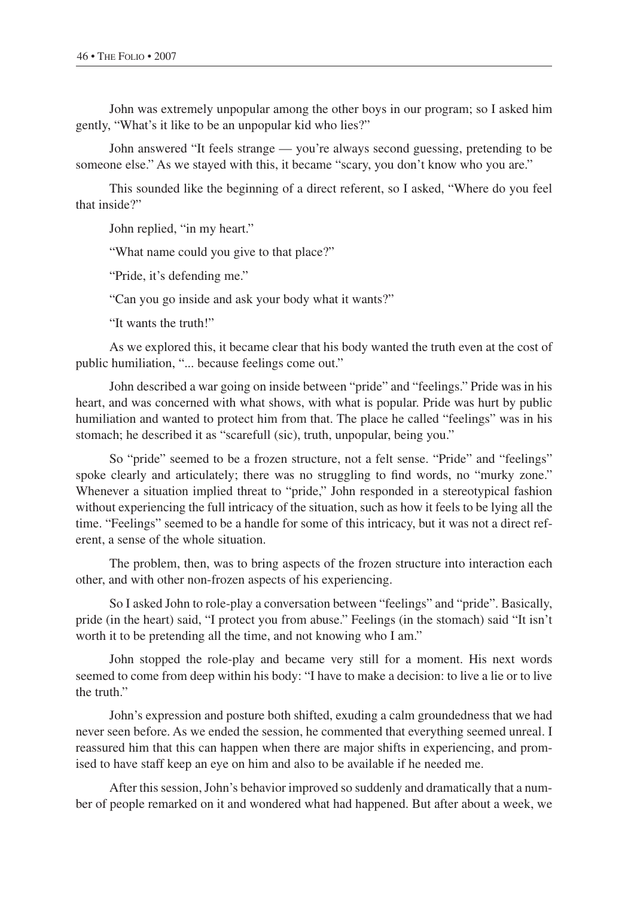John was extremely unpopular among the other boys in our program; so I asked him gently, "What's it like to be an unpopular kid who lies?"

John answered "It feels strange — you're always second guessing, pretending to be someone else." As we stayed with this, it became "scary, you don't know who you are."

This sounded like the beginning of a direct referent, so I asked, "Where do you feel that inside?"

John replied, "in my heart."

"What name could you give to that place?"

"Pride, it's defending me."

"Can you go inside and ask your body what it wants?"

"It wants the truth!"

As we explored this, it became clear that his body wanted the truth even at the cost of public humiliation, "... because feelings come out."

John described a war going on inside between "pride" and "feelings." Pride was in his heart, and was concerned with what shows, with what is popular. Pride was hurt by public humiliation and wanted to protect him from that. The place he called "feelings" was in his stomach; he described it as "scarefull (sic), truth, unpopular, being you."

So "pride" seemed to be a frozen structure, not a felt sense. "Pride" and "feelings" spoke clearly and articulately; there was no struggling to find words, no "murky zone." Whenever a situation implied threat to "pride," John responded in a stereotypical fashion without experiencing the full intricacy of the situation, such as how it feels to be lying all the time. "Feelings" seemed to be a handle for some of this intricacy, but it was not a direct referent, a sense of the whole situation.

The problem, then, was to bring aspects of the frozen structure into interaction each other, and with other non-frozen aspects of his experiencing.

So I asked John to role-play a conversation between "feelings" and "pride". Basically, pride (in the heart) said, "I protect you from abuse." Feelings (in the stomach) said "It isn't worth it to be pretending all the time, and not knowing who I am."

John stopped the role-play and became very still for a moment. His next words seemed to come from deep within his body: "I have to make a decision: to live a lie or to live the truth."

John's expression and posture both shifted, exuding a calm groundedness that we had never seen before. As we ended the session, he commented that everything seemed unreal. I reassured him that this can happen when there are major shifts in experiencing, and promised to have staff keep an eye on him and also to be available if he needed me.

After this session, John's behavior improved so suddenly and dramatically that a number of people remarked on it and wondered what had happened. But after about a week, we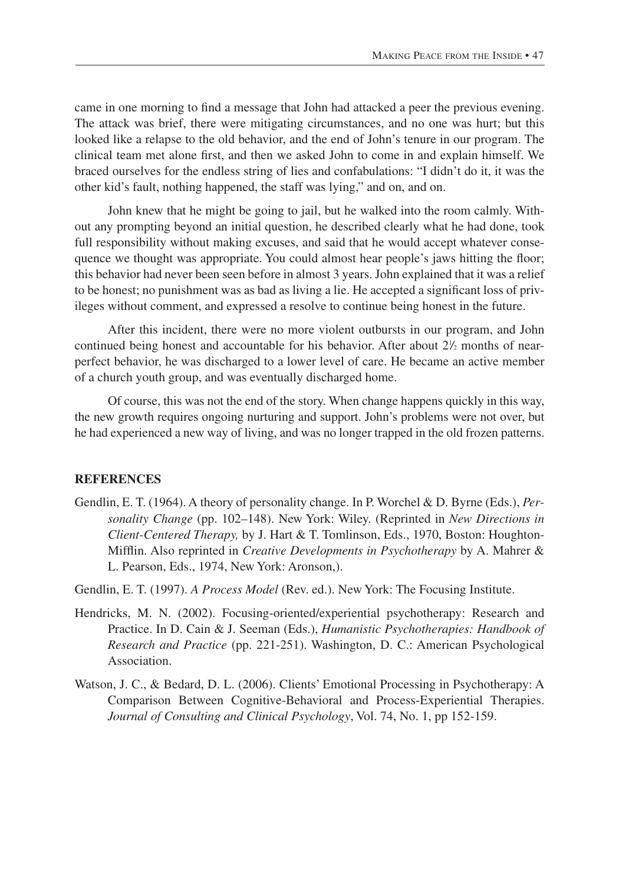came in one morning to find a message that John had attacked a peer the previous evening. The attack was brief, there were mitigating circumstances, and no one was hurt; but this looked like a relapse to the old behavior, and the end of John's tenure in our program. The clinical team met alone first, and then we asked John to come in and explain himself. We braced ourselves for the endless string of lies and confabulations: "I didn't do it, it was the other kid's fault, nothing happened, the staff was lying," and on, and on.

John knew that he might be going to jail, but he walked into the room calmly. Without any prompting beyond an initial question, he described clearly what he had done, took full responsibility without making excuses, and said that he would accept whatever consequence we thought was appropriate. You could almost hear people's jaws hitting the floor; this behavior had never been seen before in almost 3 years. John explained that it was a relief to be honest; no punishment was as bad as living a lie. He accepted a significant loss of privileges without comment, and expressed a resolve to continue being honest in the future.

After this incident, there were no more violent outbursts in our program, and John continued being honest and accountable for his behavior. After about 2½ months of near-perfect behavior, he was discharged to a lower level of care. He became an active member of a church youth group, and was eventually discharged home.

Of course, this was not the end of the story. When change happens quickly in this way, the new growth requires ongoing nurturing and support. John's problems were not over, but he had experienced a new way of living, and was no longer trapped in the old frozen patterns.

## REFERENCES

Gendlin, E. T. (1964). A theory of personality change. In P. Worchel & D. Byrne (Eds.), *Personality Change* (pp. 102–148). New York: Wiley. (Reprinted in *New Directions in Client-Centered Therapy,* by J. Hart & T. Tomlinson, Eds., 1970, Boston: Houghton-Mifflin. Also reprinted in *Creative Developments in Psychotherapy* by A. Mahrer & L. Pearson, Eds., 1974, New York: Aronson,).

Gendlin, E. T. (1997). *A Process Model* (Rev. ed.). New York: The Focusing Institute.

Hendricks, M. N. (2002). Focusing-oriented/experiential psychotherapy: Research and Practice. In D. Cain & J. Seeman (Eds.), *Humanistic Psychotherapies: Handbook of Research and Practice* (pp. 221-251). Washington, D. C.: American Psychological Association.

Watson, J. C., & Bedard, D. L. (2006). Clients' Emotional Processing in Psychotherapy: A Comparison Between Cognitive-Behavioral and Process-Experiential Therapies. *Journal of Consulting and Clinical Psychology*, Vol. 74, No. 1, pp 152-159.